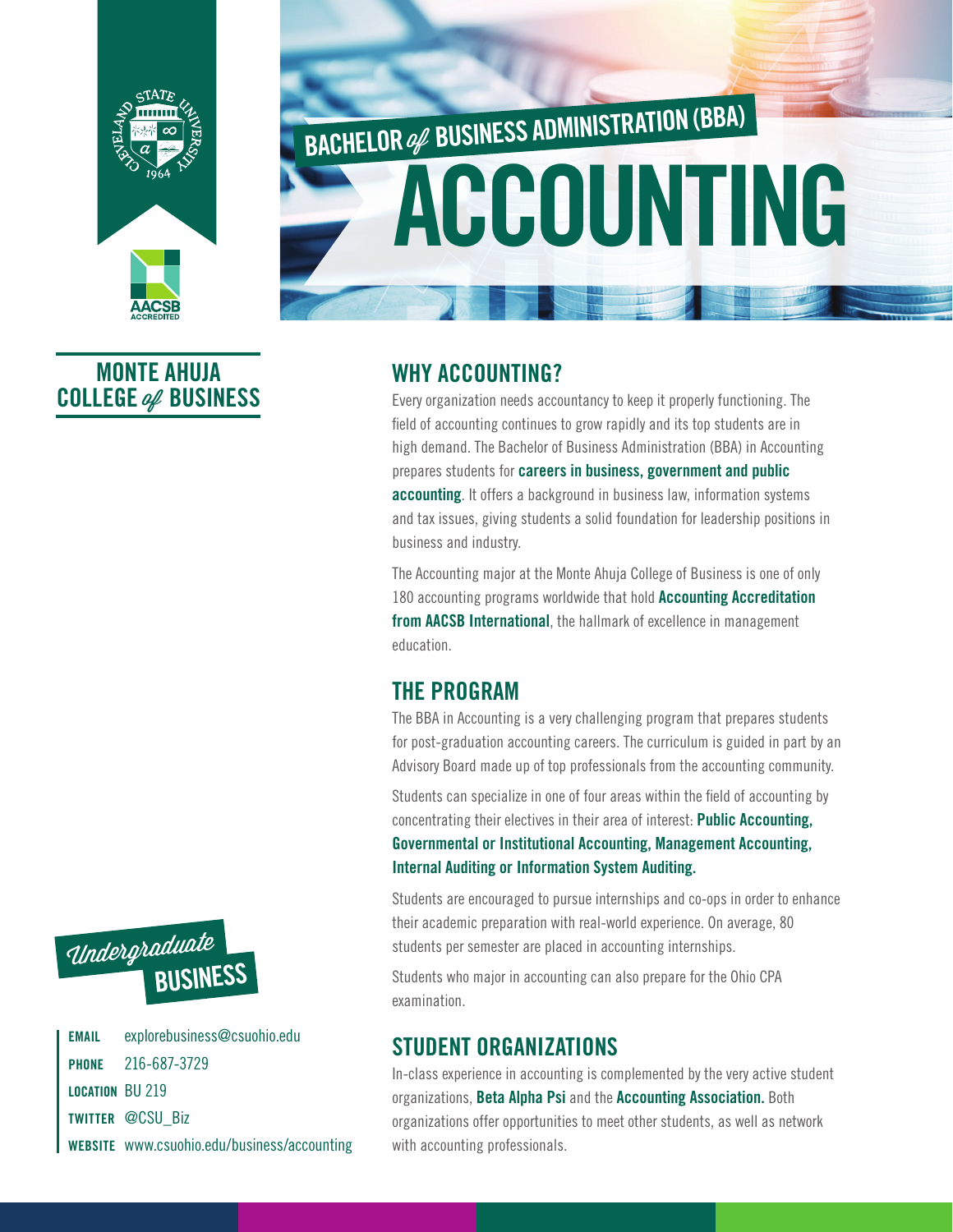MONTE AHUJA COLLEGE *of* BUSINESS

# BACHELOR *of* BUSINESS ADMINISTRATION (BBA)

# ACCOUNTING

## WHY ACCOUNTING?

Every organization needs accountancy to keep it properly functioning. The field of accounting continues to grow rapidly and its top students are in high demand. The Bachelor of Business Administration (BBA) in Accounting prepares students for **careers in business, government and public accounting**. It offers a background in business law, information systems and tax issues, giving students a solid foundation for leadership positions in business and industry.

The Accounting major at the Monte Ahuja College of Business is one of only 180 accounting programs worldwide that hold **Accounting Accreditation from AACSB International**, the hallmark of excellence in management education.

## THE PROGRAM

The BBA in Accounting is a very challenging program that prepares students for post-graduation accounting careers. The curriculum is guided in part by an Advisory Board made up of top professionals from the accounting community.

Students can specialize in one of four areas within the field of accounting by concentrating their electives in their area of interest: **Public Accounting, Governmental or Institutional Accounting, Management Accounting, Internal Auditing or Information System Auditing.**

Students are encouraged to pursue internships and co-ops in order to enhance their academic preparation with real-world experience. On average, 80 students per semester are placed in accounting internships.

Students who major in accounting can also prepare for the Ohio CPA examination.

## STUDENT ORGANIZATIONS

In-class experience in accounting is complemented by the very active student organizations, **Beta Alpha Psi** and the **Accounting Association.** Both organizations offer opportunities to meet other students, as well as network with accounting professionals.

*Undergraduate* **BUSINESS**

**EMAIL** explorebusiness@csuohio.edu
**PHONE** 216-687-3729
**LOCATION** BU 219
**TWITTER** @CSU_Biz
**WEBSITE** www.csuohio.edu/business/accounting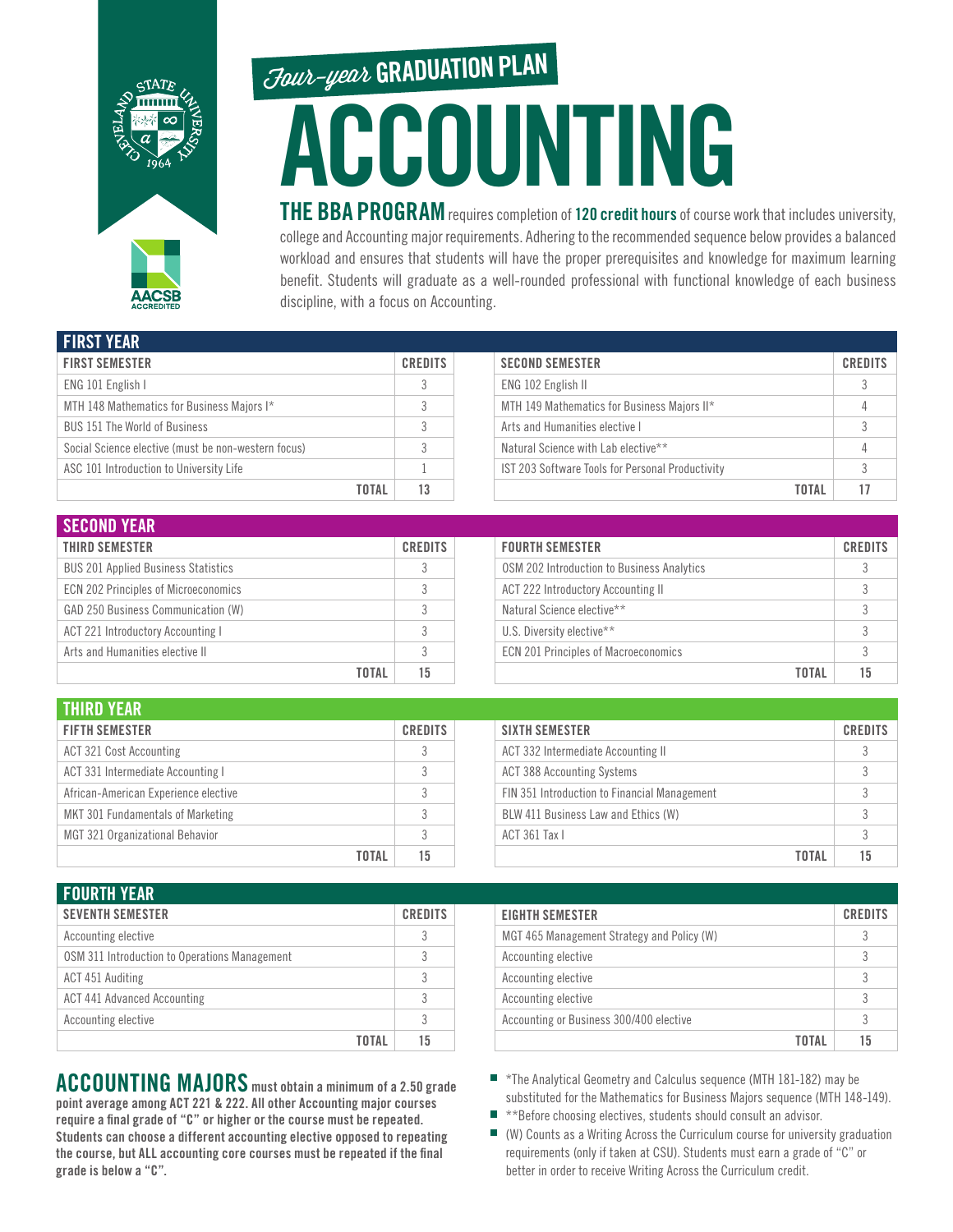## Four-year GRADUATION PLAN

# ACCOUNTING

**THE BBA PROGRAM** requires completion of **120 credit hours** of course work that includes university, college and Accounting major requirements. Adhering to the recommended sequence below provides a balanced workload and ensures that students will have the proper prerequisites and knowledge for maximum learning benefit. Students will graduate as a well-rounded professional with functional knowledge of each business discipline, with a focus on Accounting.

## FIRST YEAR

| FIRST SEMESTER | CREDITS |
|---|---|
| ENG 101 English I | 3 |
| MTH 148 Mathematics for Business Majors I* | 3 |
| BUS 151 The World of Business | 3 |
| Social Science elective (must be non-western focus) | 3 |
| ASC 101 Introduction to University Life | 1 |
| TOTAL | 13 |

| SECOND SEMESTER | CREDITS |
|---|---|
| ENG 102 English II | 3 |
| MTH 149 Mathematics for Business Majors II* | 4 |
| Arts and Humanities elective I | 3 |
| Natural Science with Lab elective** | 4 |
| IST 203 Software Tools for Personal Productivity | 3 |
| TOTAL | 17 |

## SECOND YEAR

| THIRD SEMESTER | CREDITS |
|---|---|
| BUS 201 Applied Business Statistics | 3 |
| ECN 202 Principles of Microeconomics | 3 |
| GAD 250 Business Communication (W) | 3 |
| ACT 221 Introductory Accounting I | 3 |
| Arts and Humanities elective II | 3 |
| TOTAL | 15 |

| FOURTH SEMESTER | CREDITS |
|---|---|
| OSM 202 Introduction to Business Analytics | 3 |
| ACT 222 Introductory Accounting II | 3 |
| Natural Science elective** | 3 |
| U.S. Diversity elective** | 3 |
| ECN 201 Principles of Macroeconomics | 3 |
| TOTAL | 15 |

## THIRD YEAR

| FIFTH SEMESTER | CREDITS |
|---|---|
| ACT 321 Cost Accounting | 3 |
| ACT 331 Intermediate Accounting I | 3 |
| African-American Experience elective | 3 |
| MKT 301 Fundamentals of Marketing | 3 |
| MGT 321 Organizational Behavior | 3 |
| TOTAL | 15 |

| SIXTH SEMESTER | CREDITS |
|---|---|
| ACT 332 Intermediate Accounting II | 3 |
| ACT 388 Accounting Systems | 3 |
| FIN 351 Introduction to Financial Management | 3 |
| BLW 411 Business Law and Ethics (W) | 3 |
| ACT 361 Tax I | 3 |
| TOTAL | 15 |

## FOURTH YEAR

| SEVENTH SEMESTER | CREDITS |
|---|---|
| Accounting elective | 3 |
| OSM 311 Introduction to Operations Management | 3 |
| ACT 451 Auditing | 3 |
| ACT 441 Advanced Accounting | 3 |
| Accounting elective | 3 |
| TOTAL | 15 |

| EIGHTH SEMESTER | CREDITS |
|---|---|
| MGT 465 Management Strategy and Policy (W) | 3 |
| Accounting elective | 3 |
| Accounting elective | 3 |
| Accounting elective | 3 |
| Accounting or Business 300/400 elective | 3 |
| TOTAL | 15 |

**ACCOUNTING MAJORS must obtain a minimum of a 2.50 grade point average among ACT 221 & 222. All other Accounting major courses require a final grade of "C" or higher or the course must be repeated. Students can choose a different accounting elective opposed to repeating the course, but ALL accounting core courses must be repeated if the final grade is below a "C".**

- *The Analytical Geometry and Calculus sequence (MTH 181-182) may be substituted for the Mathematics for Business Majors sequence (MTH 148-149).
- **Before choosing electives, students should consult an advisor.
- (W) Counts as a Writing Across the Curriculum course for university graduation requirements (only if taken at CSU). Students must earn a grade of "C" or better in order to receive Writing Across the Curriculum credit.